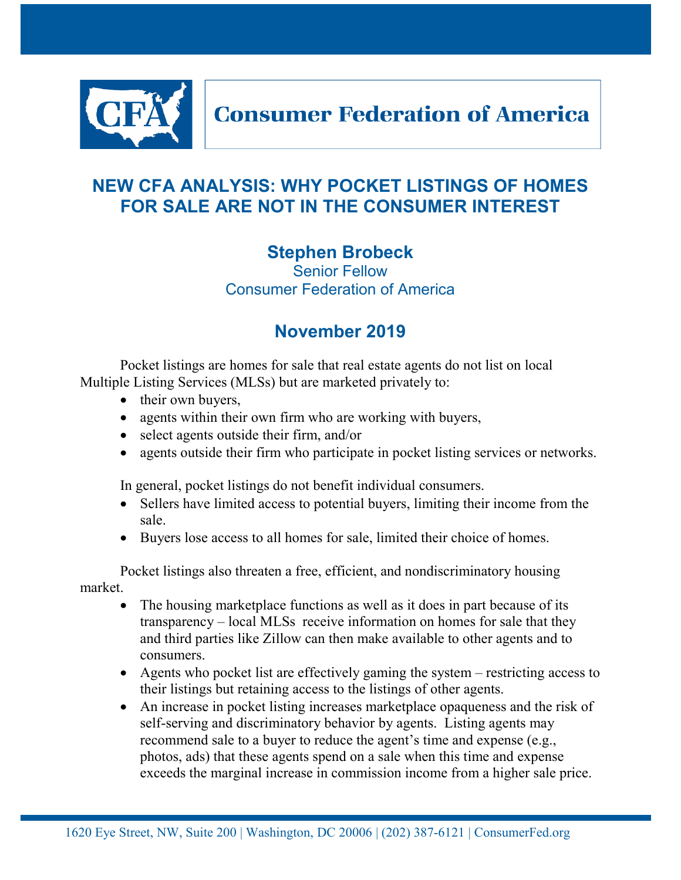# Consumer Federation of America

## NEW CFA ANALYSIS: WHY POCKET LISTINGS OF HOMES FOR SALE ARE NOT IN THE CONSUMER INTEREST

**Stephen Brobeck**
Senior Fellow
Consumer Federation of America

### November 2019

Pocket listings are homes for sale that real estate agents do not list on local Multiple Listing Services (MLSs) but are marketed privately to:

- their own buyers,
- agents within their own firm who are working with buyers,
- select agents outside their firm, and/or
- agents outside their firm who participate in pocket listing services or networks.

In general, pocket listings do not benefit individual consumers.

- Sellers have limited access to potential buyers, limiting their income from the sale.
- Buyers lose access to all homes for sale, limited their choice of homes.

Pocket listings also threaten a free, efficient, and nondiscriminatory housing market.

- The housing marketplace functions as well as it does in part because of its transparency – local MLSs receive information on homes for sale that they and third parties like Zillow can then make available to other agents and to consumers.
- Agents who pocket list are effectively gaming the system – restricting access to their listings but retaining access to the listings of other agents.
- An increase in pocket listing increases marketplace opaqueness and the risk of self-serving and discriminatory behavior by agents. Listing agents may recommend sale to a buyer to reduce the agent's time and expense (e.g., photos, ads) that these agents spend on a sale when this time and expense exceeds the marginal increase in commission income from a higher sale price.

1620 Eye Street, NW, Suite 200 | Washington, DC 20006 | (202) 387-6121 | ConsumerFed.org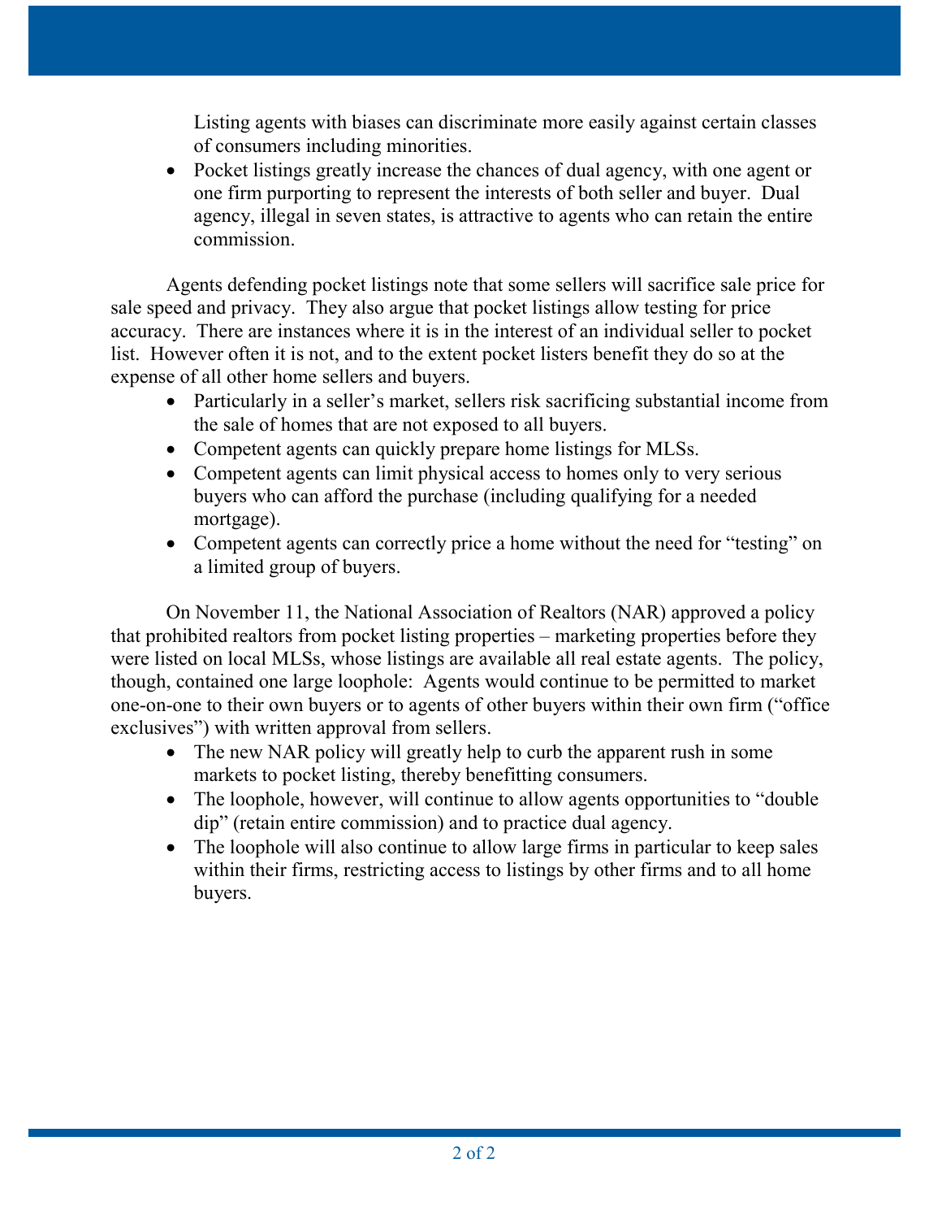Listing agents with biases can discriminate more easily against certain classes of consumers including minorities.

- Pocket listings greatly increase the chances of dual agency, with one agent or one firm purporting to represent the interests of both seller and buyer. Dual agency, illegal in seven states, is attractive to agents who can retain the entire commission.

Agents defending pocket listings note that some sellers will sacrifice sale price for sale speed and privacy. They also argue that pocket listings allow testing for price accuracy. There are instances where it is in the interest of an individual seller to pocket list. However often it is not, and to the extent pocket listers benefit they do so at the expense of all other home sellers and buyers.

- Particularly in a seller's market, sellers risk sacrificing substantial income from the sale of homes that are not exposed to all buyers.
- Competent agents can quickly prepare home listings for MLSs.
- Competent agents can limit physical access to homes only to very serious buyers who can afford the purchase (including qualifying for a needed mortgage).
- Competent agents can correctly price a home without the need for "testing" on a limited group of buyers.

On November 11, the National Association of Realtors (NAR) approved a policy that prohibited realtors from pocket listing properties – marketing properties before they were listed on local MLSs, whose listings are available all real estate agents. The policy, though, contained one large loophole: Agents would continue to be permitted to market one-on-one to their own buyers or to agents of other buyers within their own firm ("office exclusives") with written approval from sellers.

- The new NAR policy will greatly help to curb the apparent rush in some markets to pocket listing, thereby benefitting consumers.
- The loophole, however, will continue to allow agents opportunities to "double dip" (retain entire commission) and to practice dual agency.
- The loophole will also continue to allow large firms in particular to keep sales within their firms, restricting access to listings by other firms and to all home buyers.